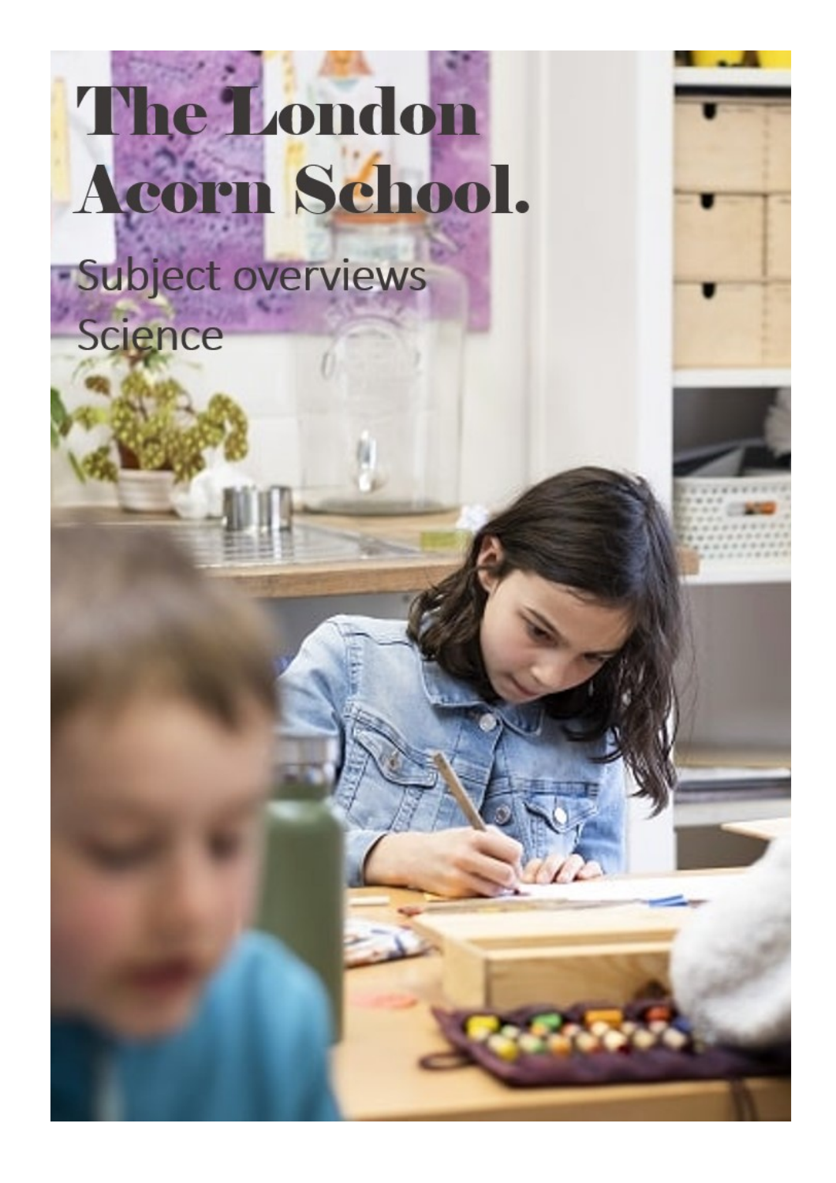# The London Acorn School.

Subject overviews

Science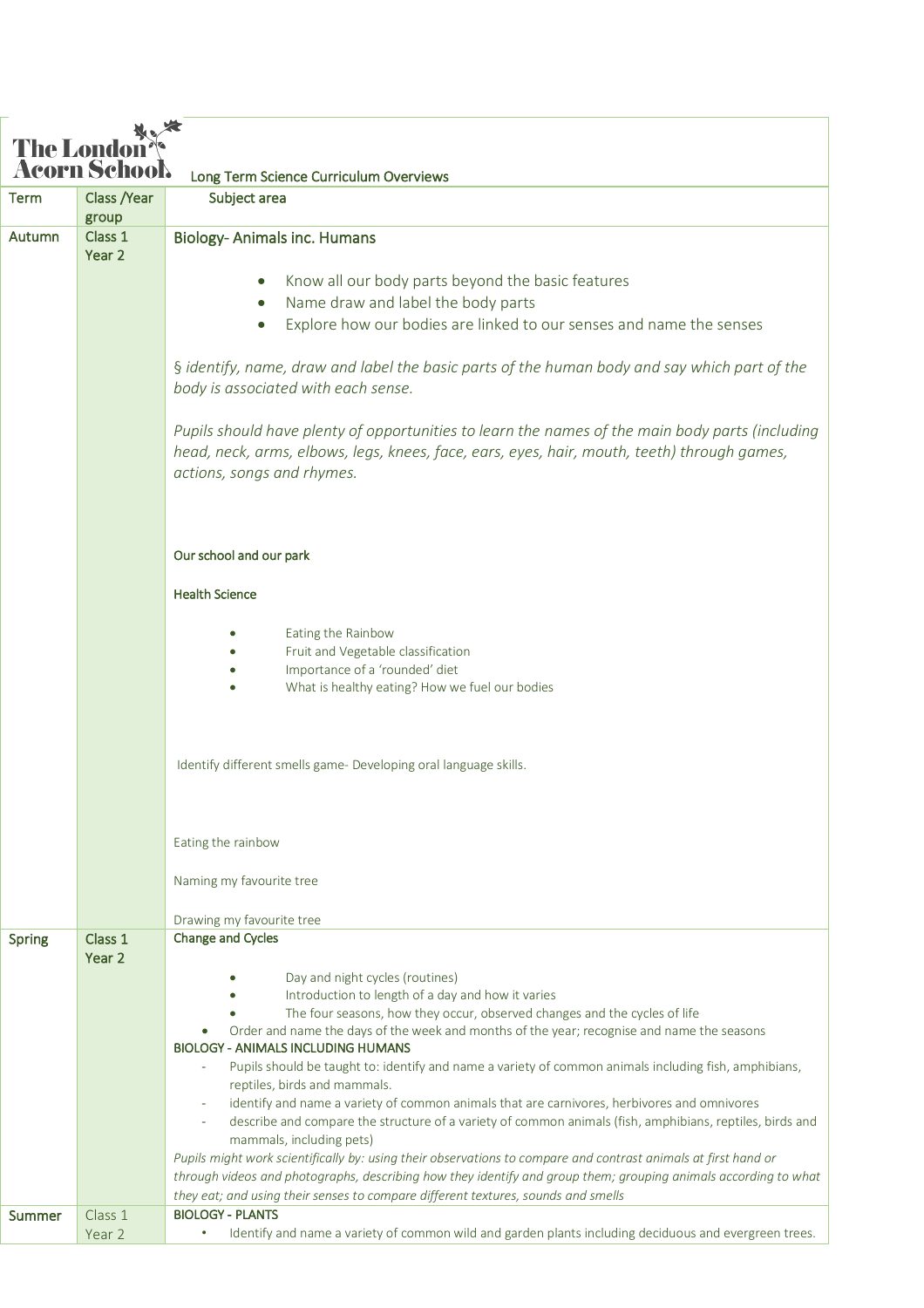**The London Acorn School**

Long Term Science Curriculum Overviews

| Term | Class /Year group | Subject area |
| --- | --- | --- |
| Autumn | Class 1<br>Year 2 | Biology- Animals inc. Humans<br><br>• Know all our body parts beyond the basic features<br>• Name draw and label the body parts<br>• Explore how our bodies are linked to our senses and name the senses<br><br>*§ identify, name, draw and label the basic parts of the human body and say which part of the body is associated with each sense.*<br><br>*Pupils should have plenty of opportunities to learn the names of the main body parts (including head, neck, arms, elbows, legs, knees, face, ears, eyes, hair, mouth, teeth) through games, actions, songs and rhymes.*<br><br>Our school and our park<br><br>Health Science<br><br>• Eating the Rainbow<br>• Fruit and Vegetable classification<br>• Importance of a 'rounded' diet<br>• What is healthy eating? How we fuel our bodies<br><br>Identify different smells game- Developing oral language skills.<br><br>Eating the rainbow<br><br>Naming my favourite tree<br><br>Drawing my favourite tree |
| **Spring** | Class 1<br>Year 2 | Change and Cycles<br><br>• Day and night cycles (routines)<br>• Introduction to length of a day and how it varies<br>• The four seasons, how they occur, observed changes and the cycles of life<br>• Order and name the days of the week and months of the year; recognise and name the seasons<br><br>BIOLOGY - ANIMALS INCLUDING HUMANS<br>- Pupils should be taught to: identify and name a variety of common animals including fish, amphibians, reptiles, birds and mammals.<br>- identify and name a variety of common animals that are carnivores, herbivores and omnivores<br>- describe and compare the structure of a variety of common animals (fish, amphibians, reptiles, birds and mammals, including pets)<br><br>*Pupils might work scientifically by: using their observations to compare and contrast animals at first hand or through videos and photographs, describing how they identify and group them; grouping animals according to what they eat; and using their senses to compare different textures, sounds and smells* |
| **Summer** | Class 1<br>Year 2 | BIOLOGY - PLANTS<br>• Identify and name a variety of common wild and garden plants including deciduous and evergreen trees. |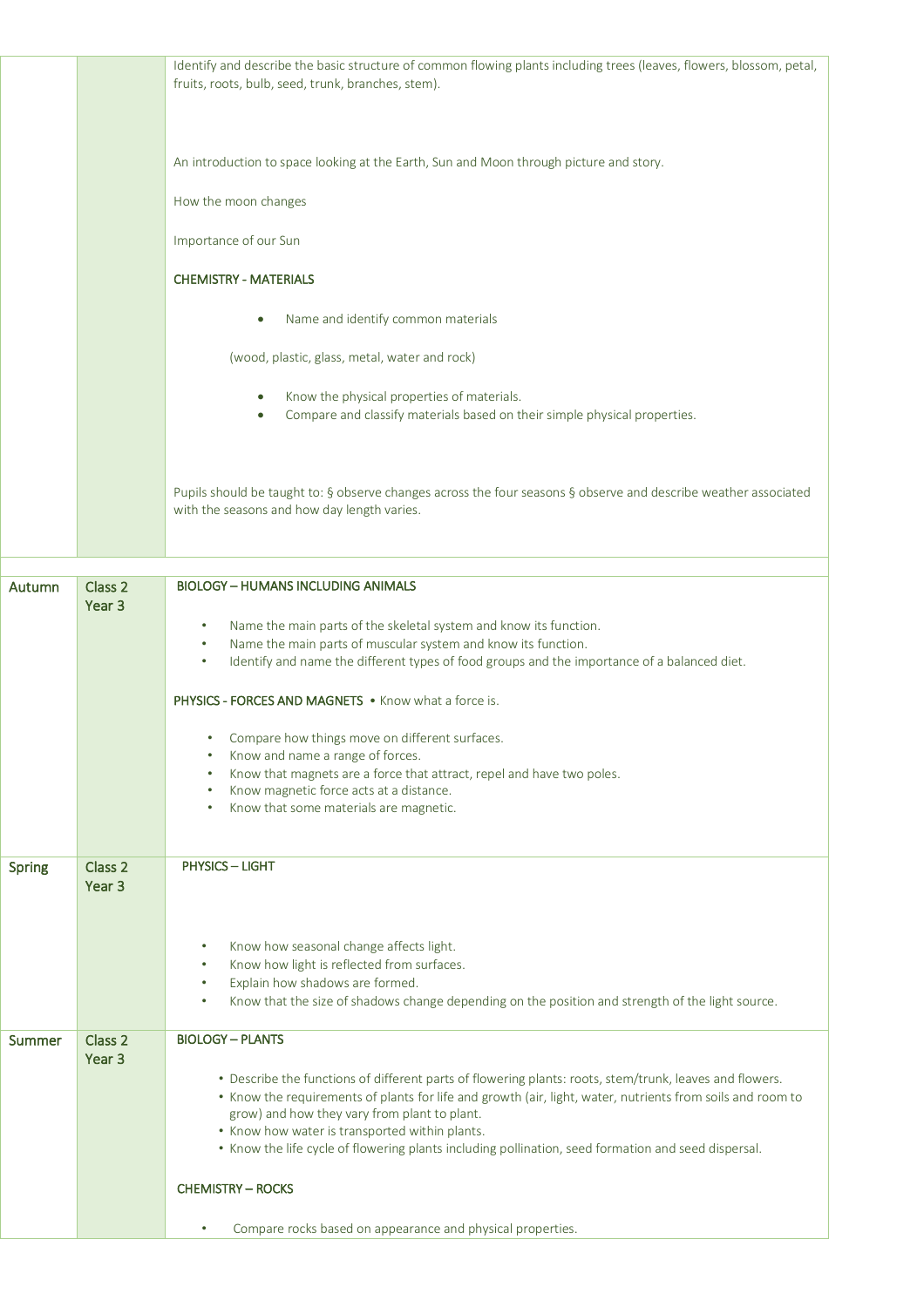| | | |
|---|---|---|
| | | Identify and describe the basic structure of common flowing plants including trees (leaves, flowers, blossom, petal, fruits, roots, bulb, seed, trunk, branches, stem).<br><br>An introduction to space looking at the Earth, Sun and Moon through picture and story.<br><br>How the moon changes<br><br>Importance of our Sun<br><br>**CHEMISTRY - MATERIALS**<br><br>• Name and identify common materials<br><br>(wood, plastic, glass, metal, water and rock)<br><br>• Know the physical properties of materials.<br>• Compare and classify materials based on their simple physical properties.<br><br>Pupils should be taught to: § observe changes across the four seasons § observe and describe weather associated with the seasons and how day length varies. |
| | | |
| Autumn | Class 2 Year 3 | **BIOLOGY – HUMANS INCLUDING ANIMALS**<br><br>• Name the main parts of the skeletal system and know its function.<br>• Name the main parts of muscular system and know its function.<br>• Identify and name the different types of food groups and the importance of a balanced diet.<br><br>**PHYSICS - FORCES AND MAGNETS** • Know what a force is.<br><br>• Compare how things move on different surfaces.<br>• Know and name a range of forces.<br>• Know that magnets are a force that attract, repel and have two poles.<br>• Know magnetic force acts at a distance.<br>• Know that some materials are magnetic. |
| Spring | Class 2 Year 3 | **PHYSICS – LIGHT**<br><br>• Know how seasonal change affects light.<br>• Know how light is reflected from surfaces.<br>• Explain how shadows are formed.<br>• Know that the size of shadows change depending on the position and strength of the light source. |
| Summer | Class 2 Year 3 | **BIOLOGY – PLANTS**<br><br>• Describe the functions of different parts of flowering plants: roots, stem/trunk, leaves and flowers.<br>• Know the requirements of plants for life and growth (air, light, water, nutrients from soils and room to grow) and how they vary from plant to plant.<br>• Know how water is transported within plants.<br>• Know the life cycle of flowering plants including pollination, seed formation and seed dispersal.<br><br>**CHEMISTRY – ROCKS**<br><br>• Compare rocks based on appearance and physical properties. |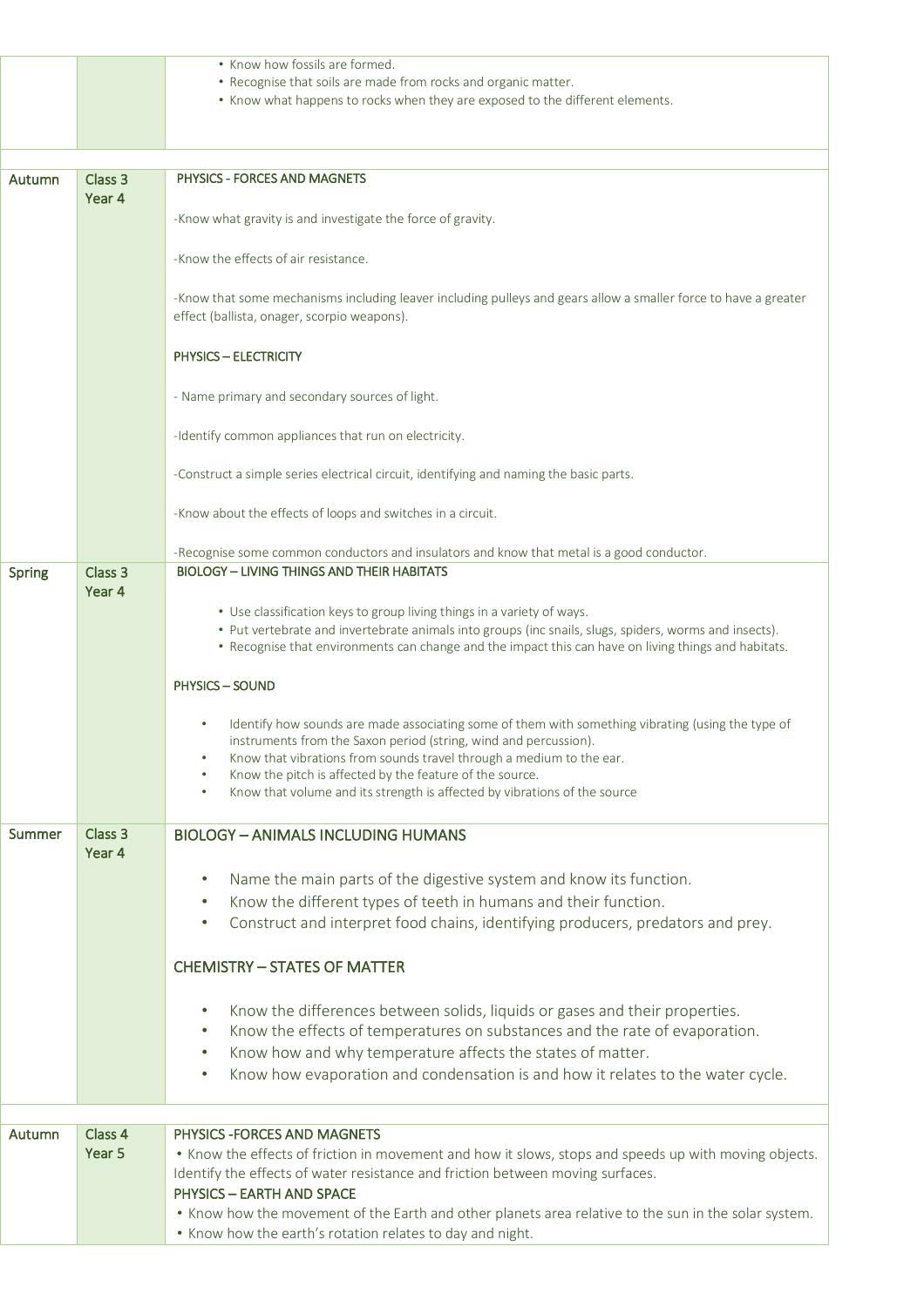| | | |
|---|---|---|
| | | • Know how fossils are formed.<br>• Recognise that soils are made from rocks and organic matter.<br>• Know what happens to rocks when they are exposed to the different elements. |
| | | |
| Autumn | Class 3<br>Year 4 | **PHYSICS - FORCES AND MAGNETS**<br><br>-Know what gravity is and investigate the force of gravity.<br><br>-Know the effects of air resistance.<br><br>-Know that some mechanisms including leaver including pulleys and gears allow a smaller force to have a greater effect (ballista, onager, scorpio weapons).<br><br>**PHYSICS – ELECTRICITY**<br><br>- Name primary and secondary sources of light.<br><br>-Identify common appliances that run on electricity.<br><br>-Construct a simple series electrical circuit, identifying and naming the basic parts.<br><br>-Know about the effects of loops and switches in a circuit.<br><br>-Recognise some common conductors and insulators and know that metal is a good conductor. |
| Spring | Class 3<br>Year 4 | **BIOLOGY – LIVING THINGS AND THEIR HABITATS**<br><br>• Use classification keys to group living things in a variety of ways.<br>• Put vertebrate and invertebrate animals into groups (inc snails, slugs, spiders, worms and insects).<br>• Recognise that environments can change and the impact this can have on living things and habitats.<br><br>**PHYSICS – SOUND**<br><br>• Identify how sounds are made associating some of them with something vibrating (using the type of instruments from the Saxon period (string, wind and percussion).<br>• Know that vibrations from sounds travel through a medium to the ear.<br>• Know the pitch is affected by the feature of the source.<br>• Know that volume and its strength is affected by vibrations of the source |
| Summer | Class 3<br>Year 4 | **BIOLOGY – ANIMALS INCLUDING HUMANS**<br><br>• Name the main parts of the digestive system and know its function.<br>• Know the different types of teeth in humans and their function.<br>• Construct and interpret food chains, identifying producers, predators and prey.<br><br>**CHEMISTRY – STATES OF MATTER**<br><br>• Know the differences between solids, liquids or gases and their properties.<br>• Know the effects of temperatures on substances and the rate of evaporation.<br>• Know how and why temperature affects the states of matter.<br>• Know how evaporation and condensation is and how it relates to the water cycle. |
| | | |
| Autumn | Class 4<br>Year 5 | **PHYSICS -FORCES AND MAGNETS**<br>• Know the effects of friction in movement and how it slows, stops and speeds up with moving objects. Identify the effects of water resistance and friction between moving surfaces.<br>**PHYSICS – EARTH AND SPACE**<br>• Know how the movement of the Earth and other planets area relative to the sun in the solar system.<br>• Know how the earth's rotation relates to day and night. |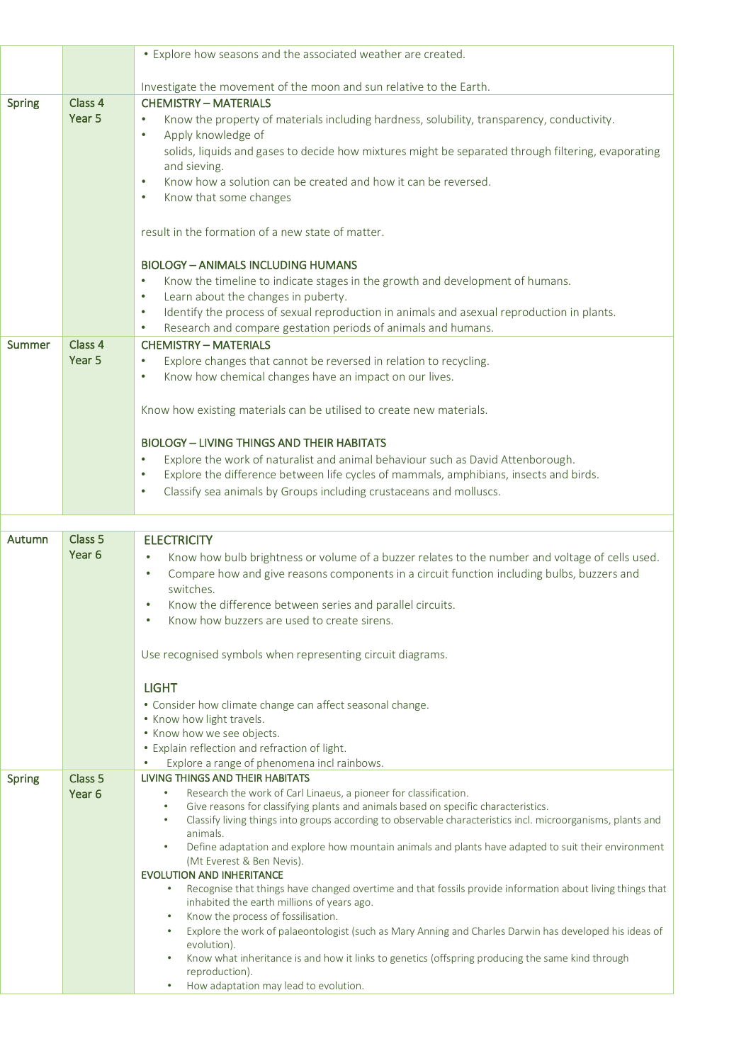| | | |
|---|---|---|
| | | • Explore how seasons and the associated weather are created.<br><br>Investigate the movement of the moon and sun relative to the Earth. |
| Spring | Class 4<br>Year 5 | CHEMISTRY – MATERIALS<br>• Know the property of materials including hardness, solubility, transparency, conductivity.<br>• Apply knowledge of solids, liquids and gases to decide how mixtures might be separated through filtering, evaporating and sieving.<br>• Know how a solution can be created and how it can be reversed.<br>• Know that some changes<br><br>result in the formation of a new state of matter.<br><br>BIOLOGY – ANIMALS INCLUDING HUMANS<br>• Know the timeline to indicate stages in the growth and development of humans.<br>• Learn about the changes in puberty.<br>• Identify the process of sexual reproduction in animals and asexual reproduction in plants.<br>• Research and compare gestation periods of animals and humans. |
| Summer | Class 4<br>Year 5 | CHEMISTRY – MATERIALS<br>• Explore changes that cannot be reversed in relation to recycling.<br>• Know how chemical changes have an impact on our lives.<br><br>Know how existing materials can be utilised to create new materials.<br><br>BIOLOGY – LIVING THINGS AND THEIR HABITATS<br>• Explore the work of naturalist and animal behaviour such as David Attenborough.<br>• Explore the difference between life cycles of mammals, amphibians, insects and birds.<br>• Classify sea animals by Groups including crustaceans and molluscs. |
| | | |
| Autumn | Class 5<br>Year 6 | ELECTRICITY<br>• Know how bulb brightness or volume of a buzzer relates to the number and voltage of cells used.<br>• Compare how and give reasons components in a circuit function including bulbs, buzzers and switches.<br>• Know the difference between series and parallel circuits.<br>• Know how buzzers are used to create sirens.<br><br>Use recognised symbols when representing circuit diagrams.<br><br>LIGHT<br>• Consider how climate change can affect seasonal change.<br>• Know how light travels.<br>• Know how we see objects.<br>• Explain reflection and refraction of light.<br>• Explore a range of phenomena incl rainbows. |
| Spring | Class 5<br>Year 6 | LIVING THINGS AND THEIR HABITATS<br>• Research the work of Carl Linaeus, a pioneer for classification.<br>• Give reasons for classifying plants and animals based on specific characteristics.<br>• Classify living things into groups according to observable characteristics incl. microorganisms, plants and animals.<br>• Define adaptation and explore how mountain animals and plants have adapted to suit their environment (Mt Everest & Ben Nevis).<br>EVOLUTION AND INHERITANCE<br>• Recognise that things have changed overtime and that fossils provide information about living things that inhabited the earth millions of years ago.<br>• Know the process of fossilisation.<br>• Explore the work of palaeontologist (such as Mary Anning and Charles Darwin has developed his ideas of evolution).<br>• Know what inheritance is and how it links to genetics (offspring producing the same kind through reproduction).<br>• How adaptation may lead to evolution. |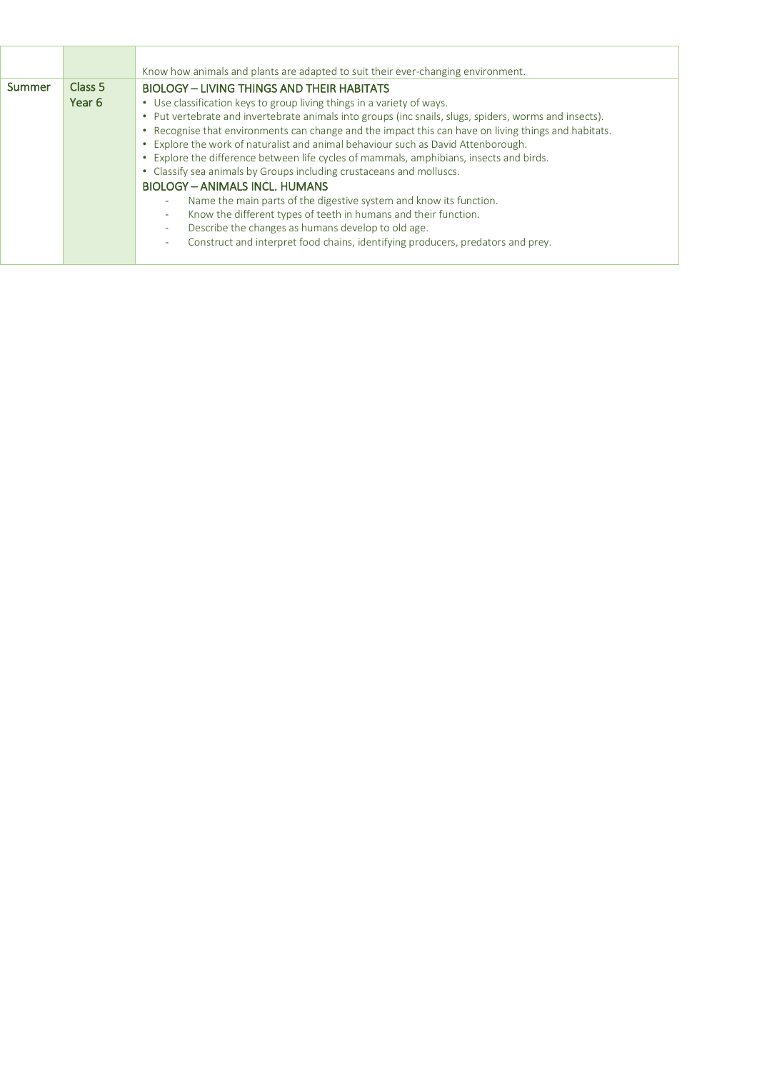| | | |
|---|---|---|
| | | Know how animals and plants are adapted to suit their ever-changing environment. |
| Summer | Class 5<br>Year 6 | BIOLOGY – LIVING THINGS AND THEIR HABITATS<br>• Use classification keys to group living things in a variety of ways.<br>• Put vertebrate and invertebrate animals into groups (inc snails, slugs, spiders, worms and insects).<br>• Recognise that environments can change and the impact this can have on living things and habitats.<br>• Explore the work of naturalist and animal behaviour such as David Attenborough.<br>• Explore the difference between life cycles of mammals, amphibians, insects and birds.<br>• Classify sea animals by Groups including crustaceans and molluscs.<br>BIOLOGY – ANIMALS INCL. HUMANS<br>- Name the main parts of the digestive system and know its function.<br>- Know the different types of teeth in humans and their function.<br>- Describe the changes as humans develop to old age.<br>- Construct and interpret food chains, identifying producers, predators and prey. |